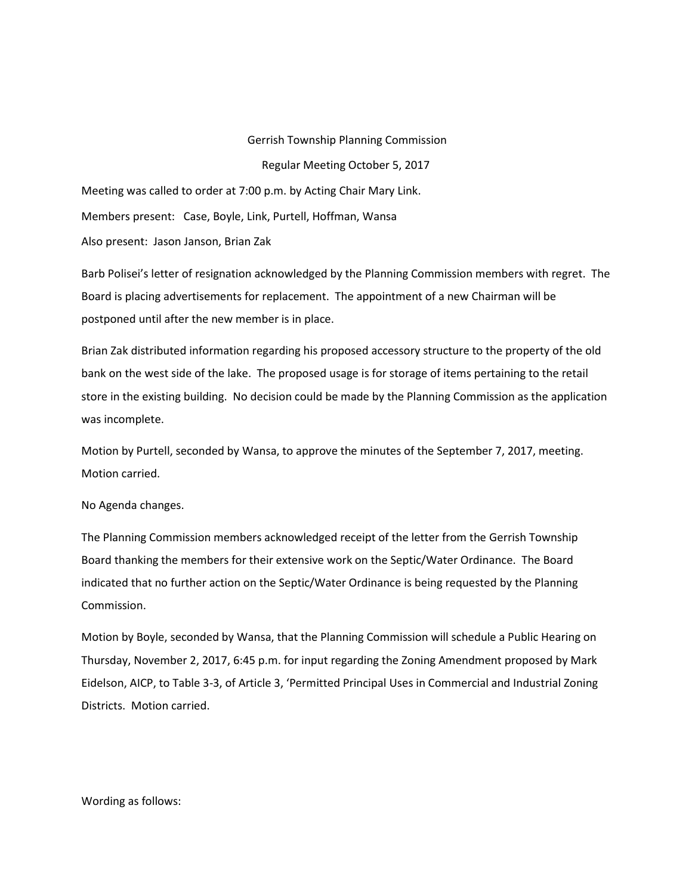# Gerrish Township Planning Commission

## Regular Meeting October 5, 2017

Meeting was called to order at 7:00 p.m. by Acting Chair Mary Link.

Members present: Case, Boyle, Link, Purtell, Hoffman, Wansa

Also present: Jason Janson, Brian Zak

Barb Polisei's letter of resignation acknowledged by the Planning Commission members with regret. The Board is placing advertisements for replacement. The appointment of a new Chairman will be postponed until after the new member is in place.

Brian Zak distributed information regarding his proposed accessory structure to the property of the old bank on the west side of the lake. The proposed usage is for storage of items pertaining to the retail store in the existing building. No decision could be made by the Planning Commission as the application was incomplete.

Motion by Purtell, seconded by Wansa, to approve the minutes of the September 7, 2017, meeting. Motion carried.

No Agenda changes.

The Planning Commission members acknowledged receipt of the letter from the Gerrish Township Board thanking the members for their extensive work on the Septic/Water Ordinance. The Board indicated that no further action on the Septic/Water Ordinance is being requested by the Planning Commission.

Motion by Boyle, seconded by Wansa, that the Planning Commission will schedule a Public Hearing on Thursday, November 2, 2017, 6:45 p.m. for input regarding the Zoning Amendment proposed by Mark Eidelson, AICP, to Table 3-3, of Article 3, 'Permitted Principal Uses in Commercial and Industrial Zoning Districts. Motion carried.

Wording as follows: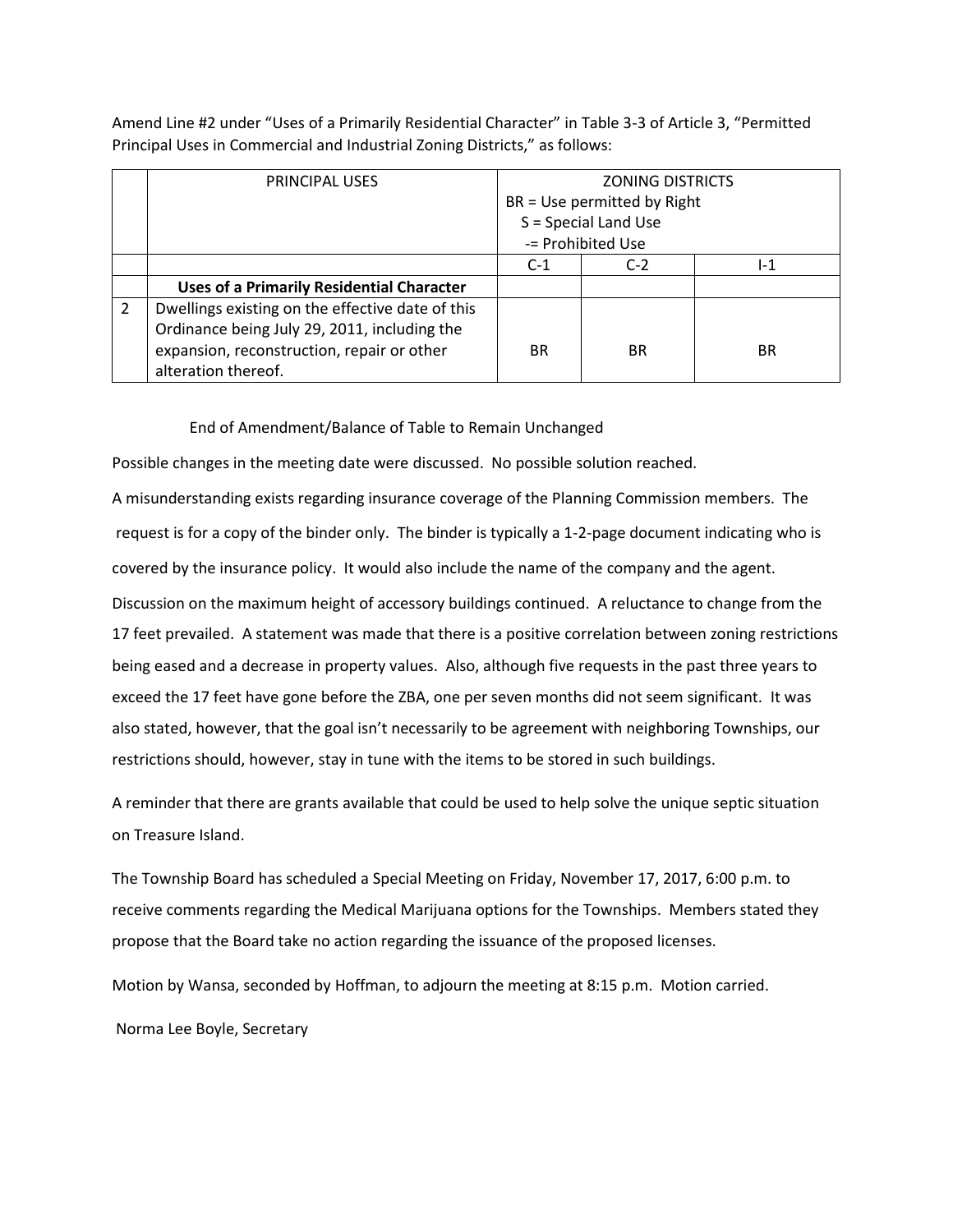Amend Line #2 under "Uses of a Primarily Residential Character" in Table 3-3 of Article 3, "Permitted Principal Uses in Commercial and Industrial Zoning Districts," as follows:

| | PRINCIPAL USES | ZONING DISTRICTS<br>BR = Use permitted by Right<br>S = Special Land Use<br>-= Prohibited Use | | |
|---|---|---|---|---|
| | | C-1 | C-2 | I-1 |
| | **Uses of a Primarily Residential Character** | | | |
| 2 | Dwellings existing on the effective date of this Ordinance being July 29, 2011, including the expansion, reconstruction, repair or other alteration thereof. | BR | BR | BR |

End of Amendment/Balance of Table to Remain Unchanged

Possible changes in the meeting date were discussed. No possible solution reached.

A misunderstanding exists regarding insurance coverage of the Planning Commission members. The request is for a copy of the binder only. The binder is typically a 1-2-page document indicating who is covered by the insurance policy. It would also include the name of the company and the agent.

Discussion on the maximum height of accessory buildings continued. A reluctance to change from the 17 feet prevailed. A statement was made that there is a positive correlation between zoning restrictions being eased and a decrease in property values. Also, although five requests in the past three years to exceed the 17 feet have gone before the ZBA, one per seven months did not seem significant. It was also stated, however, that the goal isn't necessarily to be agreement with neighboring Townships, our restrictions should, however, stay in tune with the items to be stored in such buildings.

A reminder that there are grants available that could be used to help solve the unique septic situation on Treasure Island.

The Township Board has scheduled a Special Meeting on Friday, November 17, 2017, 6:00 p.m. to receive comments regarding the Medical Marijuana options for the Townships. Members stated they propose that the Board take no action regarding the issuance of the proposed licenses.

Motion by Wansa, seconded by Hoffman, to adjourn the meeting at 8:15 p.m. Motion carried.

Norma Lee Boyle, Secretary